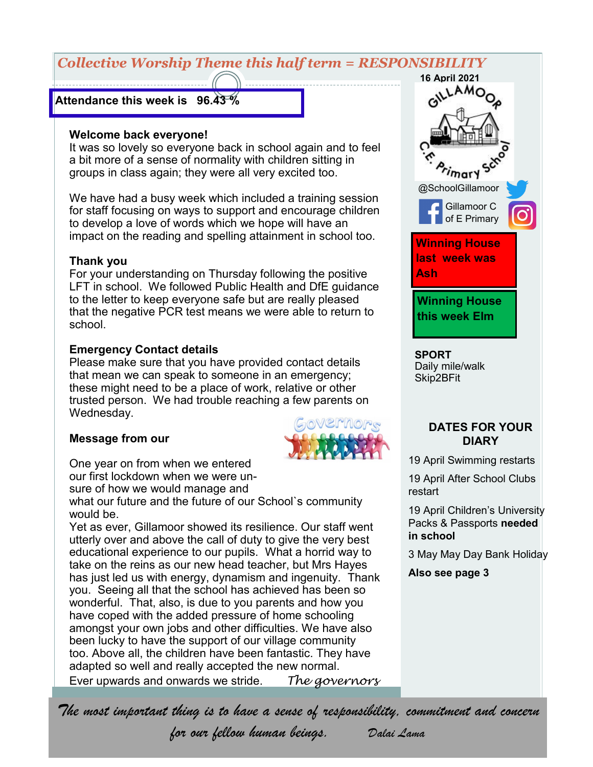## *Collective Worship Theme this half term = RESPONSIBILITY*

**Attendance this week is 96.43 %**

**Welcome back everyone!**

It was so lovely so everyone back in school again and to feel a bit more of a sense of normality with children sitting in groups in class again; they were all very excited too.

We have had a busy week which included a training session for staff focusing on ways to support and encourage children to develop a love of words which we hope will have an impact on the reading and spelling attainment in school too.

**Thank you**

For your understanding on Thursday following the positive LFT in school. We followed Public Health and DfE guidance to the letter to keep everyone safe but are really pleased that the negative PCR test means we were able to return to school.

**Emergency Contact details**

Please make sure that you have provided contact details that mean we can speak to someone in an emergency; these might need to be a place of work, relative or other trusted person. We had trouble reaching a few parents on Wednesday.

**Message from our** Governors

One year on from when we entered our first lockdown when we were unsure of how we would manage and what our future and the future of our School`s community would be.

Yet as ever, Gillamoor showed its resilience. Our staff went utterly over and above the call of duty to give the very best educational experience to our pupils. What a horrid way to take on the reins as our new head teacher, but Mrs Hayes has just led us with energy, dynamism and ingenuity. Thank you. Seeing all that the school has achieved has been so wonderful. That, also, is due to you parents and how you have coped with the added pressure of home schooling amongst your own jobs and other difficulties. We have also been lucky to have the support of our village community too. Above all, the children have been fantastic. They have adapted so well and really accepted the new normal.

Ever upwards and onwards we stride. *The governors*

**16 April 2021**

Gillamoor C.E. Primary School

@SchoolGillamoor

Gillamoor C of E Primary

**Winning House last week was Ash**

**Winning House this week Elm**

**SPORT**

Daily mile/walk

Skip2BFit

**DATES FOR YOUR DIARY**

19 April Swimming restarts

19 April After School Clubs restart

19 April Children's University Packs & Passports **needed in school**

3 May May Day Bank Holiday

**Also see page 3**

*The most important thing is to have a sense of responsibility, commitment and concern for our fellow human beings.* *Dalai Lama*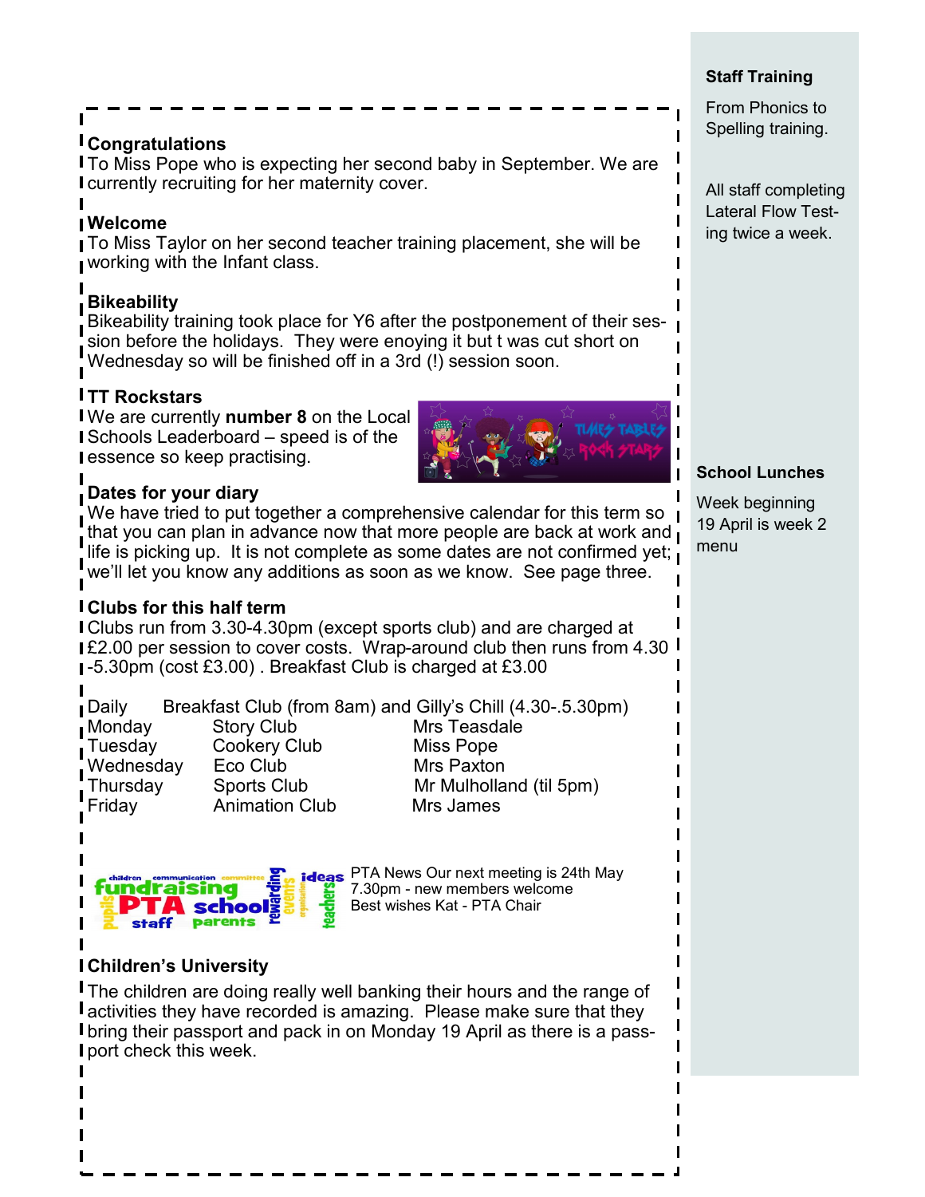## Congratulations

To Miss Pope who is expecting her second baby in September. We are currently recruiting for her maternity cover.

## Welcome

To Miss Taylor on her second teacher training placement, she will be working with the Infant class.

## Bikeability

Bikeability training took place for Y6 after the postponement of their session before the holidays. They were enoying it but t was cut short on Wednesday so will be finished off in a 3rd (!) session soon.

## TT Rockstars

We are currently **number 8** on the Local Schools Leaderboard – speed is of the essence so keep practising.

## Dates for your diary

We have tried to put together a comprehensive calendar for this term so that you can plan in advance now that more people are back at work and life is picking up. It is not complete as some dates are not confirmed yet; we'll let you know any additions as soon as we know. See page three.

## Clubs for this half term

Clubs run from 3.30-4.30pm (except sports club) and are charged at £2.00 per session to cover costs. Wrap-around club then runs from 4.30 -5.30pm (cost £3.00) . Breakfast Club is charged at £3.00

Daily Breakfast Club (from 8am) and Gilly's Chill (4.30-.5.30pm)

| | | |
|---|---|---|
| Monday | Story Club | Mrs Teasdale |
| Tuesday | Cookery Club | Miss Pope |
| Wednesday | Eco Club | Mrs Paxton |
| Thursday | Sports Club | Mr Mulholland (til 5pm) |
| Friday | Animation Club | Mrs James |

PTA News Our next meeting is 24th May 7.30pm - new members welcome
Best wishes Kat - PTA Chair

## Children's University

The children are doing really well banking their hours and the range of activities they have recorded is amazing. Please make sure that they bring their passport and pack in on Monday 19 April as there is a passport check this week.

## Staff Training

From Phonics to Spelling training.

All staff completing Lateral Flow Testing twice a week.

## School Lunches

Week beginning 19 April is week 2 menu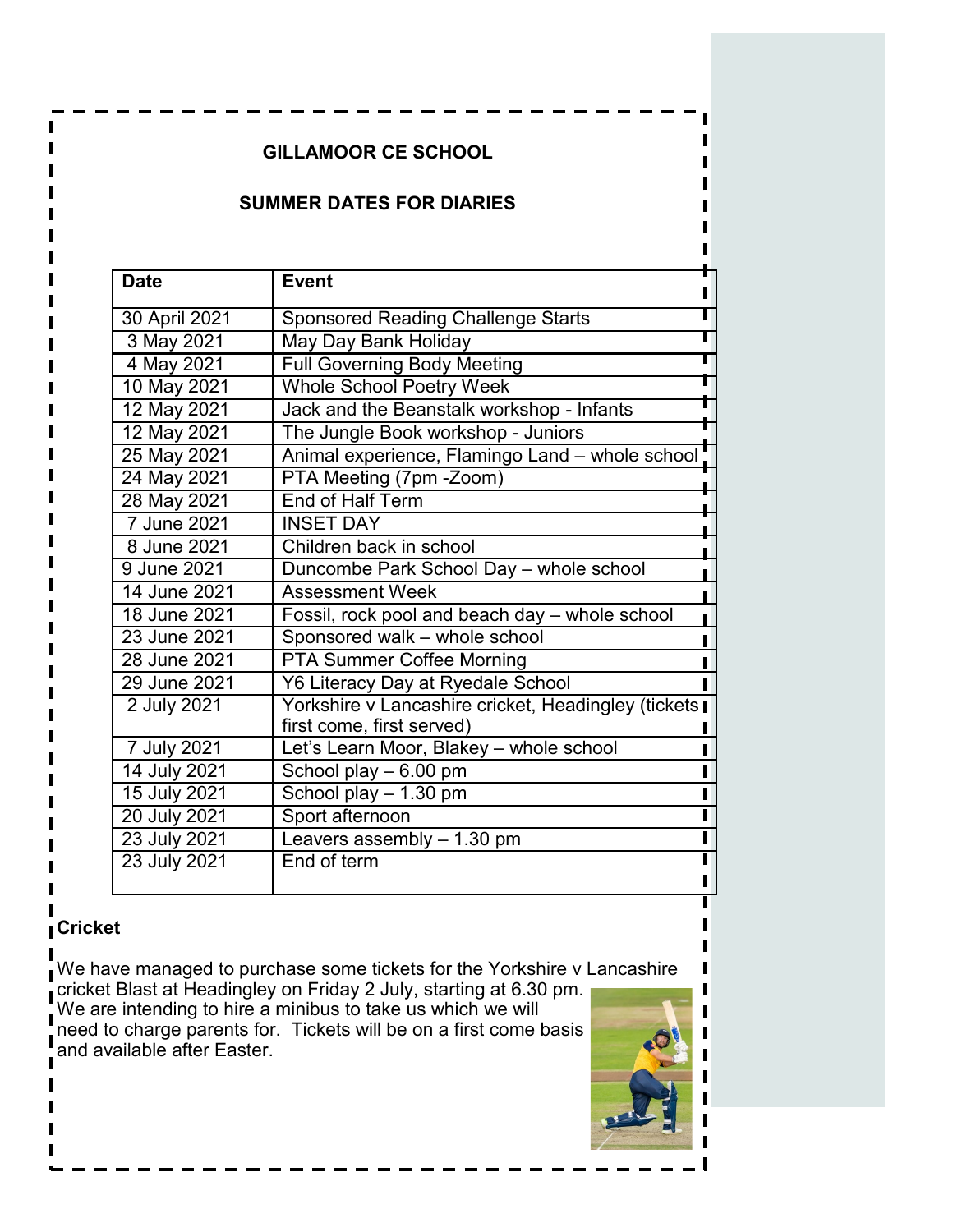**GILLAMOOR CE SCHOOL**

**SUMMER DATES FOR DIARIES**

| Date | Event |
|---|---|
| 30 April 2021 | Sponsored Reading Challenge Starts |
| 3 May 2021 | May Day Bank Holiday |
| 4 May 2021 | Full Governing Body Meeting |
| 10 May 2021 | Whole School Poetry Week |
| 12 May 2021 | Jack and the Beanstalk workshop - Infants |
| 12 May 2021 | The Jungle Book workshop - Juniors |
| 25 May 2021 | Animal experience, Flamingo Land – whole school |
| 24 May 2021 | PTA Meeting (7pm -Zoom) |
| 28 May 2021 | End of Half Term |
| 7 June 2021 | INSET DAY |
| 8 June 2021 | Children back in school |
| 9 June 2021 | Duncombe Park School Day – whole school |
| 14 June 2021 | Assessment Week |
| 18 June 2021 | Fossil, rock pool and beach day – whole school |
| 23 June 2021 | Sponsored walk – whole school |
| 28 June 2021 | PTA Summer Coffee Morning |
| 29 June 2021 | Y6 Literacy Day at Ryedale School |
| 2 July 2021 | Yorkshire v Lancashire cricket, Headingley (tickets first come, first served) |
| 7 July 2021 | Let's Learn Moor, Blakey – whole school |
| 14 July 2021 | School play – 6.00 pm |
| 15 July 2021 | School play – 1.30 pm |
| 20 July 2021 | Sport afternoon |
| 23 July 2021 | Leavers assembly – 1.30 pm |
| 23 July 2021 | End of term |

**Cricket**

We have managed to purchase some tickets for the Yorkshire v Lancashire cricket Blast at Headingley on Friday 2 July, starting at 6.30 pm. We are intending to hire a minibus to take us which we will need to charge parents for. Tickets will be on a first come basis and available after Easter.